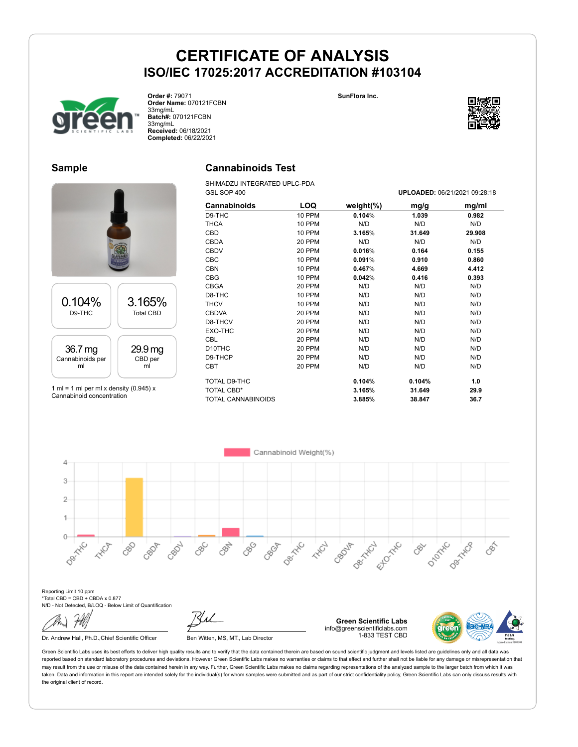# CERTIFICATE OF ANALYSIS

## ISO/IEC 17025:2017 ACCREDITATION #103104

**Order #:** 79071
**Order Name:** 070121FCBN 33mg/mL
**Batch#:** 070121FCBN 33mg/mL
**Received:** 06/18/2021
**Completed:** 06/22/2021

**SunFlora Inc.**

## Sample

0.104%
D9-THC

3.165%
Total CBD

36.7 mg
Cannabinoids per ml

29.9 mg
CBD per ml

1 ml = 1 ml per ml x density (0.945) x Cannabinoid concentration

## Cannabinoids Test

SHIMADZU INTEGRATED UPLC-PDA
GSL SOP 400

**UPLOADED:** 06/21/2021 09:28:18

| Cannabinoids | LOQ | weight(%) | mg/g | mg/ml |
|---|---|---|---|---|
| D9-THC | 10 PPM | **0.104%** | **1.039** | **0.982** |
| THCA | 10 PPM | N/D | N/D | N/D |
| CBD | 10 PPM | **3.165%** | **31.649** | **29.908** |
| CBDA | 20 PPM | N/D | N/D | N/D |
| CBDV | 20 PPM | **0.016%** | **0.164** | **0.155** |
| CBC | 10 PPM | **0.091%** | **0.910** | **0.860** |
| CBN | 10 PPM | **0.467%** | **4.669** | **4.412** |
| CBG | 10 PPM | **0.042%** | **0.416** | **0.393** |
| CBGA | 20 PPM | N/D | N/D | N/D |
| D8-THC | 10 PPM | N/D | N/D | N/D |
| THCV | 10 PPM | N/D | N/D | N/D |
| CBDVA | 20 PPM | N/D | N/D | N/D |
| D8-THCV | 20 PPM | N/D | N/D | N/D |
| EXO-THC | 20 PPM | N/D | N/D | N/D |
| CBL | 20 PPM | N/D | N/D | N/D |
| D10THC | 20 PPM | N/D | N/D | N/D |
| D9-THCP | 20 PPM | N/D | N/D | N/D |
| CBT | 20 PPM | N/D | N/D | N/D |
| TOTAL D9-THC | | **0.104%** | **0.104%** | **1.0** |
| TOTAL CBD* | | **3.165%** | **31.649** | **29.9** |
| TOTAL CANNABINOIDS | | **3.885%** | **38.847** | **36.7** |

Cannabinoid Weight(%)

4
3
2
1
0

D9-THC THCA CBD CBDA CBDV CBC CBN CBG CBGA D8-THC THCV CBDVA D8-THCV EXO-THC CBL D10THC D9-THCP CBT

Reporting Limit 10 ppm
*Total CBD = CBD + CBDA x 0.877
N/D - Not Detected, B/LOQ - Below Limit of Quantification

Dr. Andrew Hall, Ph.D.,Chief Scientific Officer

Ben Witten, MS, MT., Lab Director

**Green Scientific Labs**
info@greenscientificlabs.com
1-833 TEST CBD

Green Scientific Labs uses its best efforts to deliver high quality results and to verify that the data contained therein are based on sound scientific judgment and levels listed are guidelines only and all data was reported based on standard laboratory procedures and deviations. However Green Scientific Labs makes no warranties or claims to that effect and further shall not be liable for any damage or misrepresentation that may result from the use or misuse of the data contained herein in any way. Further, Green Scientific Labs makes no claims regarding representations of the analyzed sample to the larger batch from which it was taken. Data and information in this report are intended solely for the individual(s) for whom samples were submitted and as part of our strict confidentiality policy, Green Scientific Labs can only discuss results with the original client of record.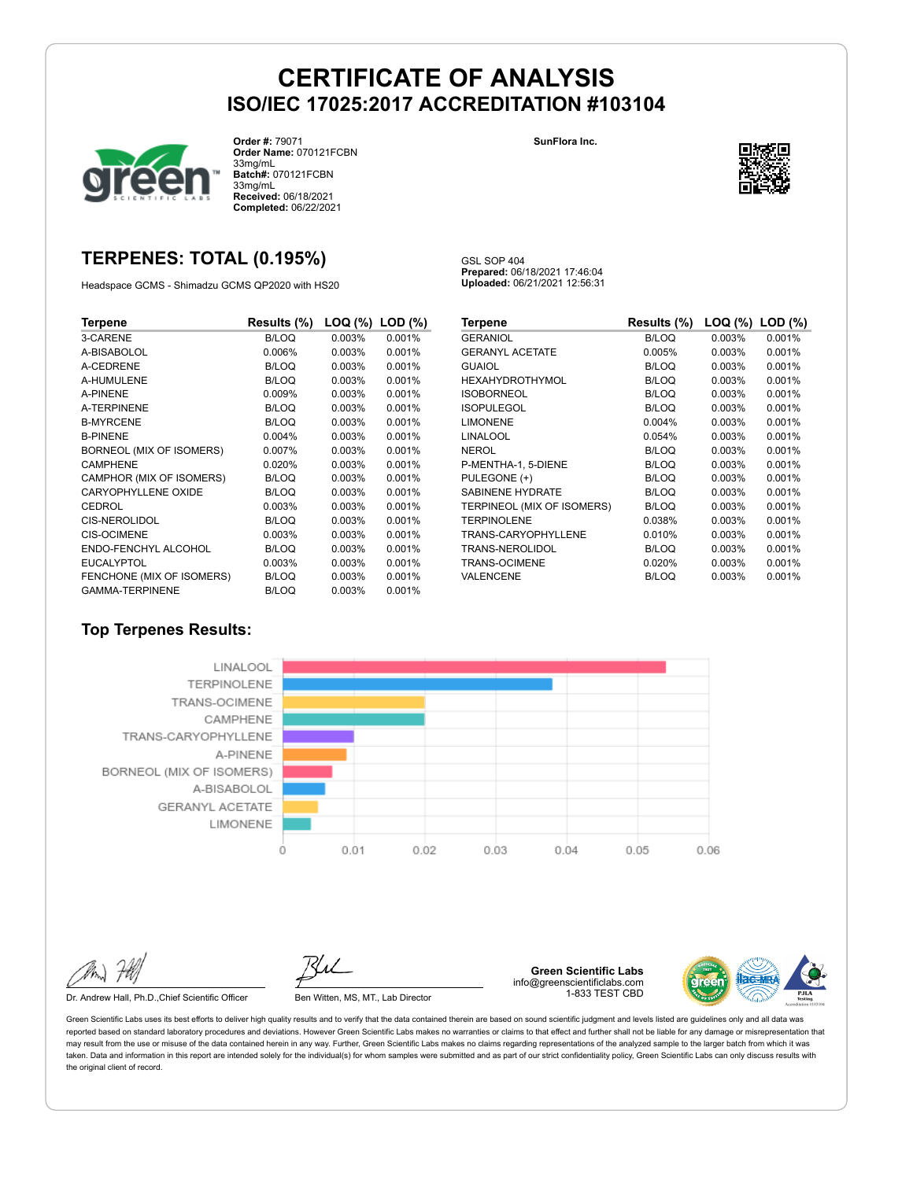# CERTIFICATE OF ANALYSIS
## ISO/IEC 17025:2017 ACCREDITATION #103104

**Order #:** 79071
**Order Name:** 070121FCBN 33mg/mL
**Batch#:** 070121FCBN 33mg/mL
**Received:** 06/18/2021
**Completed:** 06/22/2021

SunFlora Inc.

## TERPENES: TOTAL (0.195%)

Headspace GCMS - Shimadzu GCMS QP2020 with HS20

GSL SOP 404
**Prepared:** 06/18/2021 17:46:04
**Uploaded:** 06/21/2021 12:56:31

| Terpene | Results (%) | LOQ (%) | LOD (%) |
|---|---|---|---|
| 3-CARENE | B/LOQ | 0.003% | 0.001% |
| A-BISABOLOL | 0.006% | 0.003% | 0.001% |
| A-CEDRENE | B/LOQ | 0.003% | 0.001% |
| A-HUMULENE | B/LOQ | 0.003% | 0.001% |
| A-PINENE | 0.009% | 0.003% | 0.001% |
| A-TERPINENE | B/LOQ | 0.003% | 0.001% |
| B-MYRCENE | B/LOQ | 0.003% | 0.001% |
| B-PINENE | 0.004% | 0.003% | 0.001% |
| BORNEOL (MIX OF ISOMERS) | 0.007% | 0.003% | 0.001% |
| CAMPHENE | 0.020% | 0.003% | 0.001% |
| CAMPHOR (MIX OF ISOMERS) | B/LOQ | 0.003% | 0.001% |
| CARYOPHYLLENE OXIDE | B/LOQ | 0.003% | 0.001% |
| CEDROL | 0.003% | 0.003% | 0.001% |
| CIS-NEROLIDOL | B/LOQ | 0.003% | 0.001% |
| CIS-OCIMENE | 0.003% | 0.003% | 0.001% |
| ENDO-FENCHYL ALCOHOL | B/LOQ | 0.003% | 0.001% |
| EUCALYPTOL | 0.003% | 0.003% | 0.001% |
| FENCHONE (MIX OF ISOMERS) | B/LOQ | 0.003% | 0.001% |
| GAMMA-TERPINENE | B/LOQ | 0.003% | 0.001% |
| GERANIOL | B/LOQ | 0.003% | 0.001% |
| GERANYL ACETATE | 0.005% | 0.003% | 0.001% |
| GUAIOL | B/LOQ | 0.003% | 0.001% |
| HEXAHYDROTHYMOL | B/LOQ | 0.003% | 0.001% |
| ISOBORNEOL | B/LOQ | 0.003% | 0.001% |
| ISOPULEGOL | B/LOQ | 0.003% | 0.001% |
| LIMONENE | 0.004% | 0.003% | 0.001% |
| LINALOOL | 0.054% | 0.003% | 0.001% |
| NEROL | B/LOQ | 0.003% | 0.001% |
| P-MENTHA-1, 5-DIENE | B/LOQ | 0.003% | 0.001% |
| PULEGONE (+) | B/LOQ | 0.003% | 0.001% |
| SABINENE HYDRATE | B/LOQ | 0.003% | 0.001% |
| TERPINEOL (MIX OF ISOMERS) | B/LOQ | 0.003% | 0.001% |
| TERPINOLENE | 0.038% | 0.003% | 0.001% |
| TRANS-CARYOPHYLLENE | 0.010% | 0.003% | 0.001% |
| TRANS-NEROLIDOL | B/LOQ | 0.003% | 0.001% |
| TRANS-OCIMENE | 0.020% | 0.003% | 0.001% |
| VALENCENE | B/LOQ | 0.003% | 0.001% |

### Top Terpenes Results:

LINALOOL
TERPINOLENE
TRANS-OCIMENE
CAMPHENE
TRANS-CARYOPHYLLENE
A-PINENE
BORNEOL (MIX OF ISOMERS)
A-BISABOLOL
GERANYL ACETATE
LIMONENE

0 0.01 0.02 0.03 0.04 0.05 0.06

Dr. Andrew Hall, Ph.D.,Chief Scientific Officer

Ben Witten, MS, MT., Lab Director

**Green Scientific Labs**
info@greenscientificlabs.com
1-833 TEST CBD

Green Scientific Labs uses its best efforts to deliver high quality results and to verify that the data contained therein are based on sound scientific judgment and levels listed are guidelines only and all data was reported based on standard laboratory procedures and deviations. However Green Scientific Labs makes no warranties or claims to that effect and further shall not be liable for any damage or misrepresentation that may result from the use or misuse of the data contained herein in any way. Further, Green Scientific Labs makes no claims regarding representations of the analyzed sample to the larger batch from which it was taken. Data and information in this report are intended solely for the individual(s) for whom samples were submitted and as part of our strict confidentiality policy, Green Scientific Labs can only discuss results with the original client of record.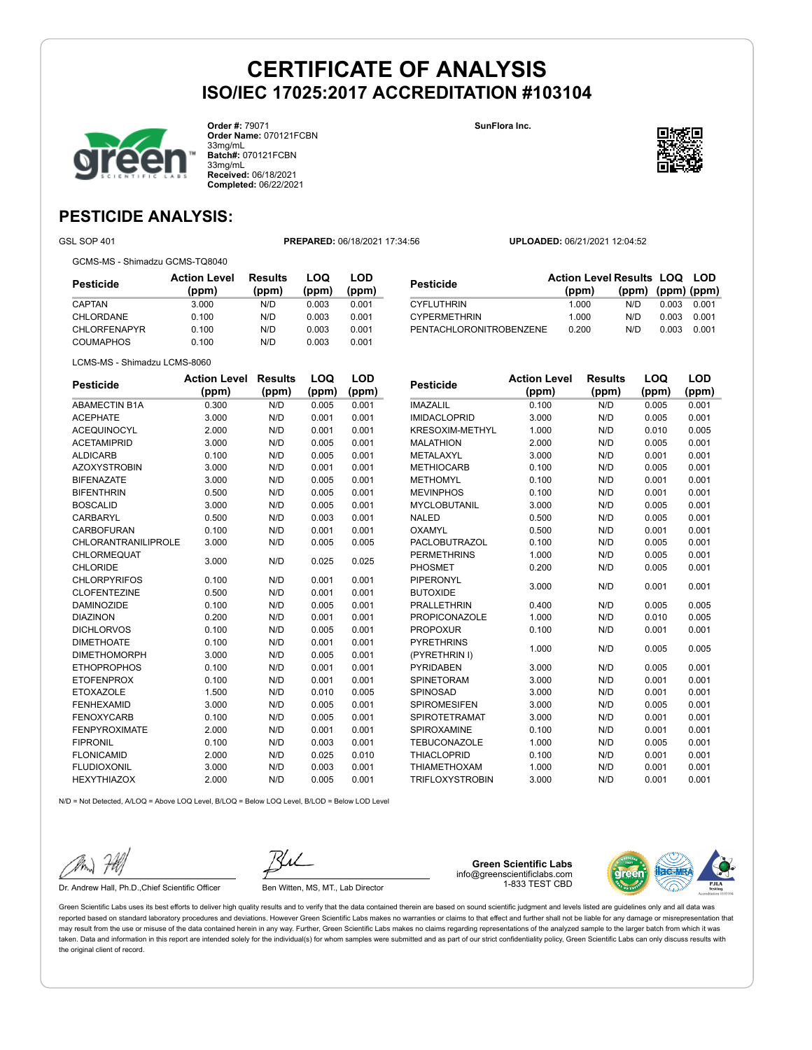# CERTIFICATE OF ANALYSIS
## ISO/IEC 17025:2017 ACCREDITATION #103104

**Order #:** 79071
**Order Name:** 070121FCBN 33mg/mL
**Batch#:** 070121FCBN 33mg/mL
**Received:** 06/18/2021
**Completed:** 06/22/2021

**SunFlora Inc.**

## PESTICIDE ANALYSIS:

GSL SOP 401 **PREPARED:** 06/18/2021 17:34:56 **UPLOADED:** 06/21/2021 12:04:52

GCMS-MS - Shimadzu GCMS-TQ8040

| Pesticide | Action Level (ppm) | Results (ppm) | LOQ (ppm) | LOD (ppm) |
|---|---|---|---|---|
| CAPTAN | 3.000 | N/D | 0.003 | 0.001 |
| CHLORDANE | 0.100 | N/D | 0.003 | 0.001 |
| CHLORFENAPYR | 0.100 | N/D | 0.003 | 0.001 |
| COUMAPHOS | 0.100 | N/D | 0.003 | 0.001 |
| CYFLUTHRIN | 1.000 | N/D | 0.003 | 0.001 |
| CYPERMETHRIN | 1.000 | N/D | 0.003 | 0.001 |
| PENTACHLORONITROBENZENE | 0.200 | N/D | 0.003 | 0.001 |

LCMS-MS - Shimadzu LCMS-8060

| Pesticide | Action Level (ppm) | Results (ppm) | LOQ (ppm) | LOD (ppm) |
|---|---|---|---|---|
| ABAMECTIN B1A | 0.300 | N/D | 0.005 | 0.001 |
| ACEPHATE | 3.000 | N/D | 0.001 | 0.001 |
| ACEQUINOCYL | 2.000 | N/D | 0.001 | 0.001 |
| ACETAMIPRID | 3.000 | N/D | 0.005 | 0.001 |
| ALDICARB | 0.100 | N/D | 0.005 | 0.001 |
| AZOXYSTROBIN | 3.000 | N/D | 0.001 | 0.001 |
| BIFENAZATE | 3.000 | N/D | 0.005 | 0.001 |
| BIFENTHRIN | 0.500 | N/D | 0.005 | 0.001 |
| BOSCALID | 3.000 | N/D | 0.005 | 0.001 |
| CARBARYL | 0.500 | N/D | 0.003 | 0.001 |
| CARBOFURAN | 0.100 | N/D | 0.001 | 0.001 |
| CHLORANTRANILIPROLE | 3.000 | N/D | 0.005 | 0.005 |
| CHLORMEQUAT CHLORIDE | 3.000 | N/D | 0.025 | 0.025 |
| CHLORPYRIFOS | 0.100 | N/D | 0.001 | 0.001 |
| CLOFENTEZINE | 0.500 | N/D | 0.001 | 0.001 |
| DAMINOZIDE | 0.100 | N/D | 0.005 | 0.001 |
| DIAZINON | 0.200 | N/D | 0.001 | 0.001 |
| DICHLORVOS | 0.100 | N/D | 0.005 | 0.001 |
| DIMETHOATE | 0.100 | N/D | 0.001 | 0.001 |
| DIMETHOMORPH | 3.000 | N/D | 0.005 | 0.001 |
| ETHOPROPHOS | 0.100 | N/D | 0.001 | 0.001 |
| ETOFENPROX | 0.100 | N/D | 0.001 | 0.001 |
| ETOXAZOLE | 1.500 | N/D | 0.010 | 0.005 |
| FENHEXAMID | 3.000 | N/D | 0.005 | 0.001 |
| FENOXYCARB | 0.100 | N/D | 0.005 | 0.001 |
| FENPYROXIMATE | 2.000 | N/D | 0.001 | 0.001 |
| FIPRONIL | 0.100 | N/D | 0.003 | 0.001 |
| FLONICAMID | 2.000 | N/D | 0.025 | 0.010 |
| FLUDIOXONIL | 3.000 | N/D | 0.003 | 0.001 |
| HEXYTHIAZOX | 2.000 | N/D | 0.005 | 0.001 |
| IMAZALIL | 0.100 | N/D | 0.005 | 0.001 |
| IMIDACLOPRID | 3.000 | N/D | 0.005 | 0.001 |
| KRESOXIM-METHYL | 1.000 | N/D | 0.010 | 0.005 |
| MALATHION | 2.000 | N/D | 0.005 | 0.001 |
| METALAXYL | 3.000 | N/D | 0.001 | 0.001 |
| METHIOCARB | 0.100 | N/D | 0.005 | 0.001 |
| METHOMYL | 0.100 | N/D | 0.001 | 0.001 |
| MEVINPHOS | 0.100 | N/D | 0.001 | 0.001 |
| MYCLOBUTANIL | 3.000 | N/D | 0.005 | 0.001 |
| NALED | 0.500 | N/D | 0.005 | 0.001 |
| OXAMYL | 0.500 | N/D | 0.001 | 0.001 |
| PACLOBUTRAZOL | 0.100 | N/D | 0.005 | 0.001 |
| PERMETHRINS | 1.000 | N/D | 0.005 | 0.001 |
| PHOSMET | 0.200 | N/D | 0.005 | 0.001 |
| PIPERONYL BUTOXIDE | 3.000 | N/D | 0.001 | 0.001 |
| PRALLETHRIN | 0.400 | N/D | 0.005 | 0.005 |
| PROPICONAZOLE | 1.000 | N/D | 0.010 | 0.005 |
| PROPOXUR | 0.100 | N/D | 0.001 | 0.001 |
| PYRETHRINS (PYRETHRIN I) | 1.000 | N/D | 0.005 | 0.005 |
| PYRIDABEN | 3.000 | N/D | 0.005 | 0.001 |
| SPINETORAM | 3.000 | N/D | 0.001 | 0.001 |
| SPINOSAD | 3.000 | N/D | 0.001 | 0.001 |
| SPIROMESIFEN | 3.000 | N/D | 0.005 | 0.001 |
| SPIROTETRAMAT | 3.000 | N/D | 0.001 | 0.001 |
| SPIROXAMINE | 0.100 | N/D | 0.001 | 0.001 |
| TEBUCONAZOLE | 1.000 | N/D | 0.005 | 0.001 |
| THIACLOPRID | 0.100 | N/D | 0.001 | 0.001 |
| THIAMETHOXAM | 1.000 | N/D | 0.001 | 0.001 |
| TRIFLOXYSTROBIN | 3.000 | N/D | 0.001 | 0.001 |

N/D = Not Detected, A/LOQ = Above LOQ Level, B/LOQ = Below LOQ Level, B/LOD = Below LOD Level

Dr. Andrew Hall, Ph.D.,Chief Scientific Officer

Ben Witten, MS, MT., Lab Director

**Green Scientific Labs**
info@greenscientificlabs.com
1-833 TEST CBD

Green Scientific Labs uses its best efforts to deliver high quality results and to verify that the data contained therein are based on sound scientific judgment and levels listed are guidelines only and all data was reported based on standard laboratory procedures and deviations. However Green Scientific Labs makes no warranties or claims to that effect and further shall not be liable for any damage or misrepresentation that may result from the use or misuse of the data contained herein in any way. Further, Green Scientific Labs makes no claims regarding representations of the analyzed sample to the larger batch from which it was taken. Data and information in this report are intended solely for the individual(s) for whom samples were submitted and as part of our strict confidentiality policy, Green Scientific Labs can only discuss results with the original client of record.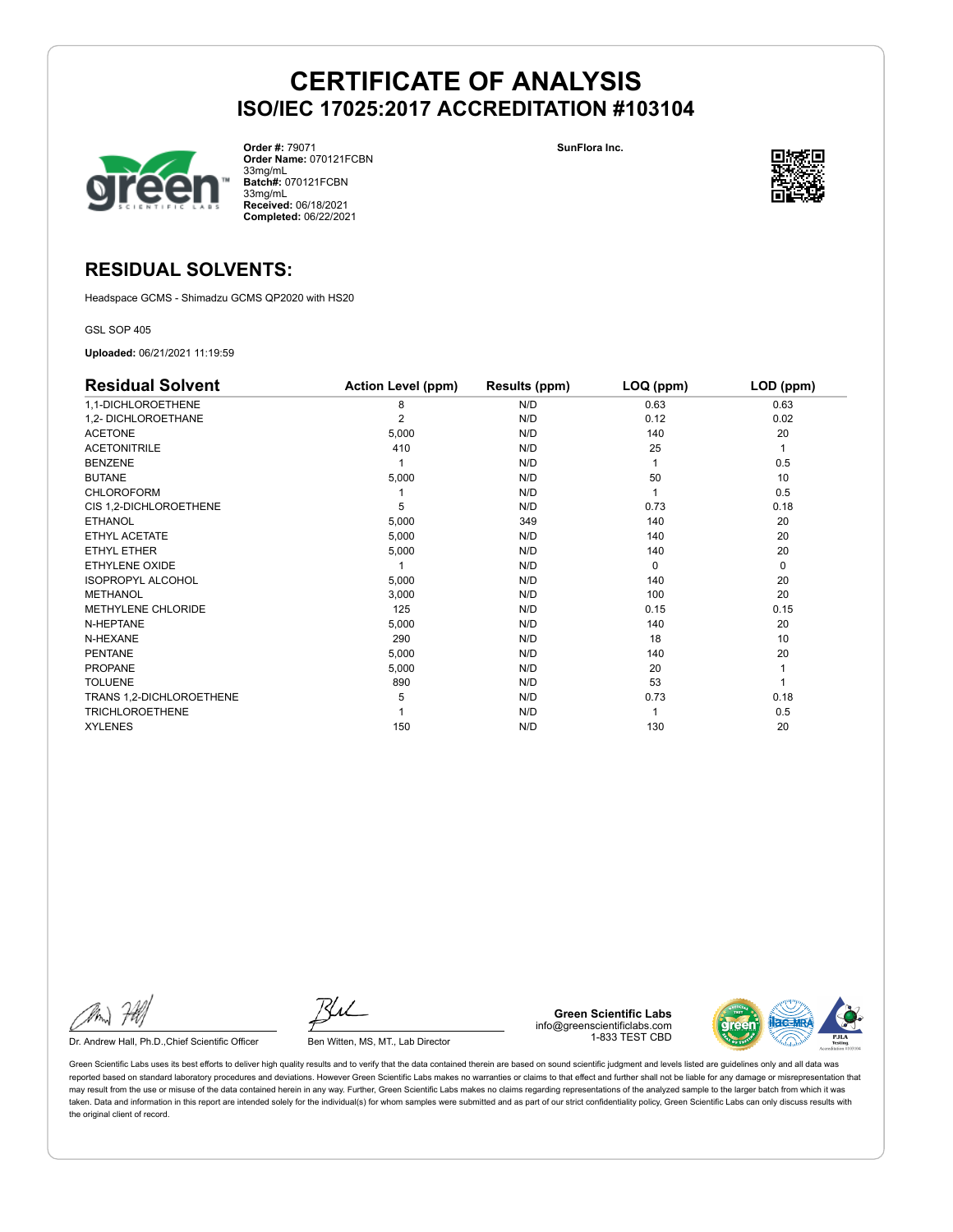# CERTIFICATE OF ANALYSIS
## ISO/IEC 17025:2017 ACCREDITATION #103104

**Order #:** 79071
**Order Name:** 070121FCBN 33mg/mL
**Batch#:** 070121FCBN 33mg/mL
**Received:** 06/18/2021
**Completed:** 06/22/2021

**SunFlora Inc.**

## RESIDUAL SOLVENTS:

Headspace GCMS - Shimadzu GCMS QP2020 with HS20

GSL SOP 405

**Uploaded:** 06/21/2021 11:19:59

| Residual Solvent | Action Level (ppm) | Results (ppm) | LOQ (ppm) | LOD (ppm) |
|---|---|---|---|---|
| 1,1-DICHLOROETHENE | 8 | N/D | 0.63 | 0.63 |
| 1,2- DICHLOROETHANE | 2 | N/D | 0.12 | 0.02 |
| ACETONE | 5,000 | N/D | 140 | 20 |
| ACETONITRILE | 410 | N/D | 25 | 1 |
| BENZENE | 1 | N/D | 1 | 0.5 |
| BUTANE | 5,000 | N/D | 50 | 10 |
| CHLOROFORM | 1 | N/D | 1 | 0.5 |
| CIS 1,2-DICHLOROETHENE | 5 | N/D | 0.73 | 0.18 |
| ETHANOL | 5,000 | 349 | 140 | 20 |
| ETHYL ACETATE | 5,000 | N/D | 140 | 20 |
| ETHYL ETHER | 5,000 | N/D | 140 | 20 |
| ETHYLENE OXIDE | 1 | N/D | 0 | 0 |
| ISOPROPYL ALCOHOL | 5,000 | N/D | 140 | 20 |
| METHANOL | 3,000 | N/D | 100 | 20 |
| METHYLENE CHLORIDE | 125 | N/D | 0.15 | 0.15 |
| N-HEPTANE | 5,000 | N/D | 140 | 20 |
| N-HEXANE | 290 | N/D | 18 | 10 |
| PENTANE | 5,000 | N/D | 140 | 20 |
| PROPANE | 5,000 | N/D | 20 | 1 |
| TOLUENE | 890 | N/D | 53 | 1 |
| TRANS 1,2-DICHLOROETHENE | 5 | N/D | 0.73 | 0.18 |
| TRICHLOROETHENE | 1 | N/D | 1 | 0.5 |
| XYLENES | 150 | N/D | 130 | 20 |

Dr. Andrew Hall, Ph.D.,Chief Scientific Officer

Ben Witten, MS, MT., Lab Director

**Green Scientific Labs**
info@greenscientificlabs.com
1-833 TEST CBD

Green Scientific Labs uses its best efforts to deliver high quality results and to verify that the data contained therein are based on sound scientific judgment and levels listed are guidelines only and all data was reported based on standard laboratory procedures and deviations. However Green Scientific Labs makes no warranties or claims to that effect and further shall not be liable for any damage or misrepresentation that may result from the use or misuse of the data contained herein in any way. Further, Green Scientific Labs makes no claims regarding representations of the analyzed sample to the larger batch from which it was taken. Data and information in this report are intended solely for the individual(s) for whom samples were submitted and as part of our strict confidentiality policy, Green Scientific Labs can only discuss results with the original client of record.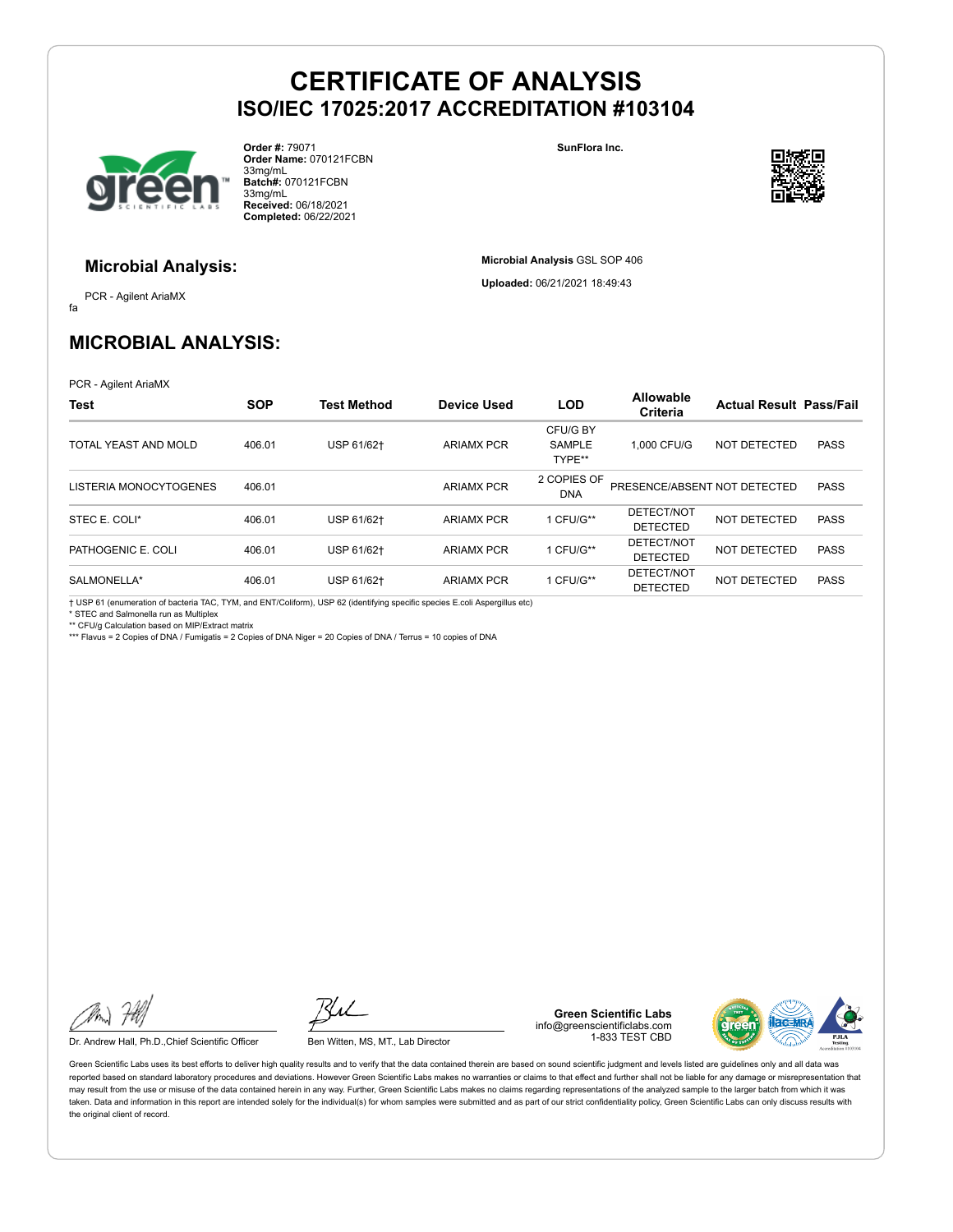# CERTIFICATE OF ANALYSIS
## ISO/IEC 17025:2017 ACCREDITATION #103104

**Order #:** 79071
**Order Name:** 070121FCBN 33mg/mL
**Batch#:** 070121FCBN 33mg/mL
**Received:** 06/18/2021
**Completed:** 06/22/2021

**SunFlora Inc.**

### Microbial Analysis:

PCR - Agilent AriaMX

fa

**Microbial Analysis** GSL SOP 406

**Uploaded:** 06/21/2021 18:49:43

## MICROBIAL ANALYSIS:

PCR - Agilent AriaMX

| Test | SOP | Test Method | Device Used | LOD | Allowable Criteria | Actual Result | Pass/Fail |
|---|---|---|---|---|---|---|---|
| TOTAL YEAST AND MOLD | 406.01 | USP 61/62† | ARIAMX PCR | CFU/G BY SAMPLE TYPE** | 1,000 CFU/G | NOT DETECTED | PASS |
| LISTERIA MONOCYTOGENES | 406.01 | | ARIAMX PCR | 2 COPIES OF DNA | PRESENCE/ABSENT | NOT DETECTED | PASS |
| STEC E. COLI* | 406.01 | USP 61/62† | ARIAMX PCR | 1 CFU/G** | DETECT/NOT DETECTED | NOT DETECTED | PASS |
| PATHOGENIC E. COLI | 406.01 | USP 61/62† | ARIAMX PCR | 1 CFU/G** | DETECT/NOT DETECTED | NOT DETECTED | PASS |
| SALMONELLA* | 406.01 | USP 61/62† | ARIAMX PCR | 1 CFU/G** | DETECT/NOT DETECTED | NOT DETECTED | PASS |

† USP 61 (enumeration of bacteria TAC, TYM, and ENT/Coliform), USP 62 (identifying specific species E.coli Aspergillus etc)
* STEC and Salmonella run as Multiplex
** CFU/g Calculation based on MIP/Extract matrix
*** Flavus = 2 Copies of DNA / Fumigatis = 2 Copies of DNA Niger = 20 Copies of DNA / Terrus = 10 copies of DNA

Dr. Andrew Hall, Ph.D.,Chief Scientific Officer

Ben Witten, MS, MT., Lab Director

**Green Scientific Labs**
info@greenscientificlabs.com
1-833 TEST CBD

Green Scientific Labs uses its best efforts to deliver high quality results and to verify that the data contained therein are based on sound scientific judgment and levels listed are guidelines only and all data was reported based on standard laboratory procedures and deviations. However Green Scientific Labs makes no warranties or claims to that effect and further shall not be liable for any damage or misrepresentation that may result from the use or misuse of the data contained herein in any way. Further, Green Scientific Labs makes no claims regarding representations of the analyzed sample to the larger batch from which it was taken. Data and information in this report are intended solely for the individual(s) for whom samples were submitted and as part of our strict confidentiality policy, Green Scientific Labs can only discuss results with the original client of record.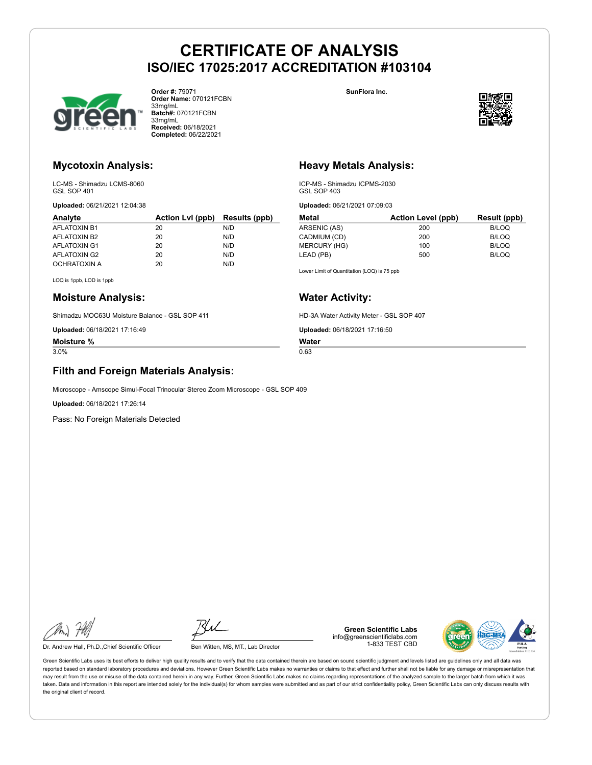# CERTIFICATE OF ANALYSIS
## ISO/IEC 17025:2017 ACCREDITATION #103104

**Order #:** 79071
**Order Name:** 070121FCBN 33mg/mL
**Batch#:** 070121FCBN 33mg/mL
**Received:** 06/18/2021
**Completed:** 06/22/2021

SunFlora Inc.

## Mycotoxin Analysis:

LC-MS - Shimadzu LCMS-8060
GSL SOP 401

**Uploaded:** 06/21/2021 12:04:38

| Analyte | Action Lvl (ppb) | Results (ppb) |
|---|---|---|
| AFLATOXIN B1 | 20 | N/D |
| AFLATOXIN B2 | 20 | N/D |
| AFLATOXIN G1 | 20 | N/D |
| AFLATOXIN G2 | 20 | N/D |
| OCHRATOXIN A | 20 | N/D |

LOQ is 1ppb, LOD is 1ppb

## Heavy Metals Analysis:

ICP-MS - Shimadzu ICPMS-2030
GSL SOP 403

**Uploaded:** 06/21/2021 07:09:03

| Metal | Action Level (ppb) | Result (ppb) |
|---|---|---|
| ARSENIC (AS) | 200 | B/LOQ |
| CADMIUM (CD) | 200 | B/LOQ |
| MERCURY (HG) | 100 | B/LOQ |
| LEAD (PB) | 500 | B/LOQ |

Lower Limit of Quantitation (LOQ) is 75 ppb

## Moisture Analysis:

Shimadzu MOC63U Moisture Balance - GSL SOP 411

**Uploaded:** 06/18/2021 17:16:49

| Moisture % |
|---|
| 3.0% |

## Water Activity:

HD-3A Water Activity Meter - GSL SOP 407

**Uploaded:** 06/18/2021 17:16:50

| Water |
|---|
| 0.63 |

## Filth and Foreign Materials Analysis:

Microscope - Amscope Simul-Focal Trinocular Stereo Zoom Microscope - GSL SOP 409

**Uploaded:** 06/18/2021 17:26:14

Pass: No Foreign Materials Detected

Dr. Andrew Hall, Ph.D.,Chief Scientific Officer

Ben Witten, MS, MT., Lab Director

**Green Scientific Labs**
info@greenscientificlabs.com
1-833 TEST CBD

Green Scientific Labs uses its best efforts to deliver high quality results and to verify that the data contained therein are based on sound scientific judgment and levels listed are guidelines only and all data was reported based on standard laboratory procedures and deviations. However Green Scientific Labs makes no warranties or claims to that effect and further shall not be liable for any damage or misrepresentation that may result from the use or misuse of the data contained herein in any way. Further, Green Scientific Labs makes no claims regarding representations of the analyzed sample to the larger batch from which it was taken. Data and information in this report are intended solely for the individual(s) for whom samples were submitted and as part of our strict confidentiality policy, Green Scientific Labs can only discuss results with the original client of record.